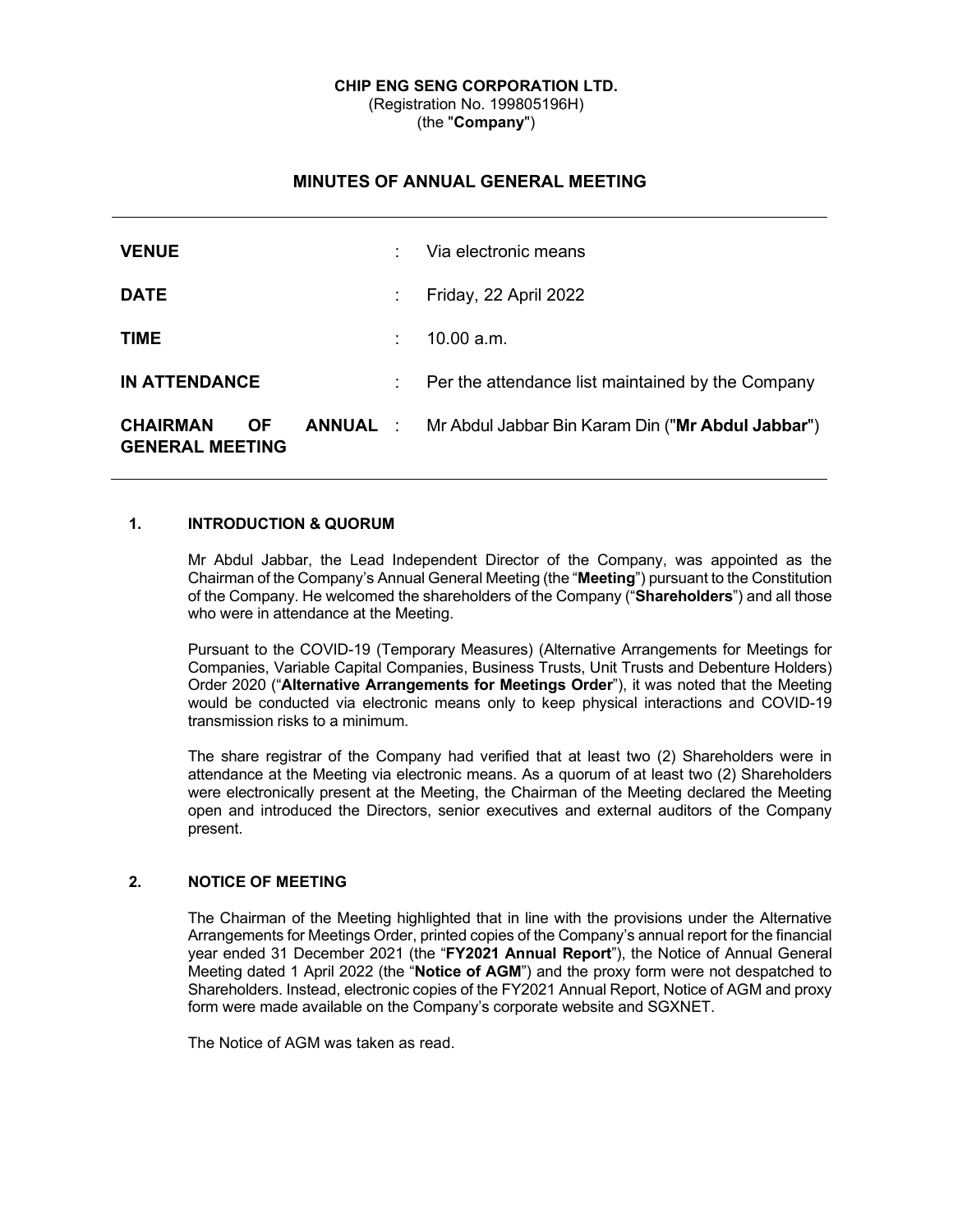**CHIP ENG SENG CORPORATION LTD.**
(Registration No. 199805196H)
(the "**Company**")

# MINUTES OF ANNUAL GENERAL MEETING

| | | |
|---|---|---|
| **VENUE** | : | Via electronic means |
| **DATE** | : | Friday, 22 April 2022 |
| **TIME** | : | 10.00 a.m. |
| **IN ATTENDANCE** | : | Per the attendance list maintained by the Company |
| **CHAIRMAN OF ANNUAL GENERAL MEETING** | : | Mr Abdul Jabbar Bin Karam Din ("**Mr Abdul Jabbar**") |

## 1. INTRODUCTION & QUORUM

Mr Abdul Jabbar, the Lead Independent Director of the Company, was appointed as the Chairman of the Company's Annual General Meeting (the "**Meeting**") pursuant to the Constitution of the Company. He welcomed the shareholders of the Company ("**Shareholders**") and all those who were in attendance at the Meeting.

Pursuant to the COVID-19 (Temporary Measures) (Alternative Arrangements for Meetings for Companies, Variable Capital Companies, Business Trusts, Unit Trusts and Debenture Holders) Order 2020 ("**Alternative Arrangements for Meetings Order**"), it was noted that the Meeting would be conducted via electronic means only to keep physical interactions and COVID-19 transmission risks to a minimum.

The share registrar of the Company had verified that at least two (2) Shareholders were in attendance at the Meeting via electronic means. As a quorum of at least two (2) Shareholders were electronically present at the Meeting, the Chairman of the Meeting declared the Meeting open and introduced the Directors, senior executives and external auditors of the Company present.

## 2. NOTICE OF MEETING

The Chairman of the Meeting highlighted that in line with the provisions under the Alternative Arrangements for Meetings Order, printed copies of the Company's annual report for the financial year ended 31 December 2021 (the "**FY2021 Annual Report**"), the Notice of Annual General Meeting dated 1 April 2022 (the "**Notice of AGM**") and the proxy form were not despatched to Shareholders. Instead, electronic copies of the FY2021 Annual Report, Notice of AGM and proxy form were made available on the Company's corporate website and SGXNET.

The Notice of AGM was taken as read.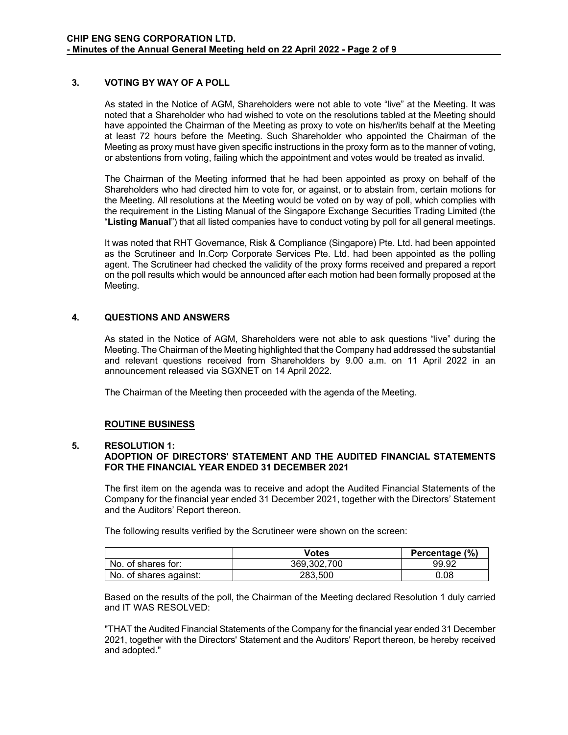## 3. VOTING BY WAY OF A POLL

As stated in the Notice of AGM, Shareholders were not able to vote "live" at the Meeting. It was noted that a Shareholder who had wished to vote on the resolutions tabled at the Meeting should have appointed the Chairman of the Meeting as proxy to vote on his/her/its behalf at the Meeting at least 72 hours before the Meeting. Such Shareholder who appointed the Chairman of the Meeting as proxy must have given specific instructions in the proxy form as to the manner of voting, or abstentions from voting, failing which the appointment and votes would be treated as invalid.

The Chairman of the Meeting informed that he had been appointed as proxy on behalf of the Shareholders who had directed him to vote for, or against, or to abstain from, certain motions for the Meeting. All resolutions at the Meeting would be voted on by way of poll, which complies with the requirement in the Listing Manual of the Singapore Exchange Securities Trading Limited (the "**Listing Manual**") that all listed companies have to conduct voting by poll for all general meetings.

It was noted that RHT Governance, Risk & Compliance (Singapore) Pte. Ltd. had been appointed as the Scrutineer and In.Corp Corporate Services Pte. Ltd. had been appointed as the polling agent. The Scrutineer had checked the validity of the proxy forms received and prepared a report on the poll results which would be announced after each motion had been formally proposed at the Meeting.

## 4. QUESTIONS AND ANSWERS

As stated in the Notice of AGM, Shareholders were not able to ask questions "live" during the Meeting. The Chairman of the Meeting highlighted that the Company had addressed the substantial and relevant questions received from Shareholders by 9.00 a.m. on 11 April 2022 in an announcement released via SGXNET on 14 April 2022.

The Chairman of the Meeting then proceeded with the agenda of the Meeting.

**ROUTINE BUSINESS**

## 5. RESOLUTION 1: ADOPTION OF DIRECTORS' STATEMENT AND THE AUDITED FINANCIAL STATEMENTS FOR THE FINANCIAL YEAR ENDED 31 DECEMBER 2021

The first item on the agenda was to receive and adopt the Audited Financial Statements of the Company for the financial year ended 31 December 2021, together with the Directors' Statement and the Auditors' Report thereon.

The following results verified by the Scrutineer were shown on the screen:

| | Votes | Percentage (%) |
|---|---|---|
| No. of shares for: | 369,302,700 | 99.92 |
| No. of shares against: | 283,500 | 0.08 |

Based on the results of the poll, the Chairman of the Meeting declared Resolution 1 duly carried and IT WAS RESOLVED:

"THAT the Audited Financial Statements of the Company for the financial year ended 31 December 2021, together with the Directors' Statement and the Auditors' Report thereon, be hereby received and adopted."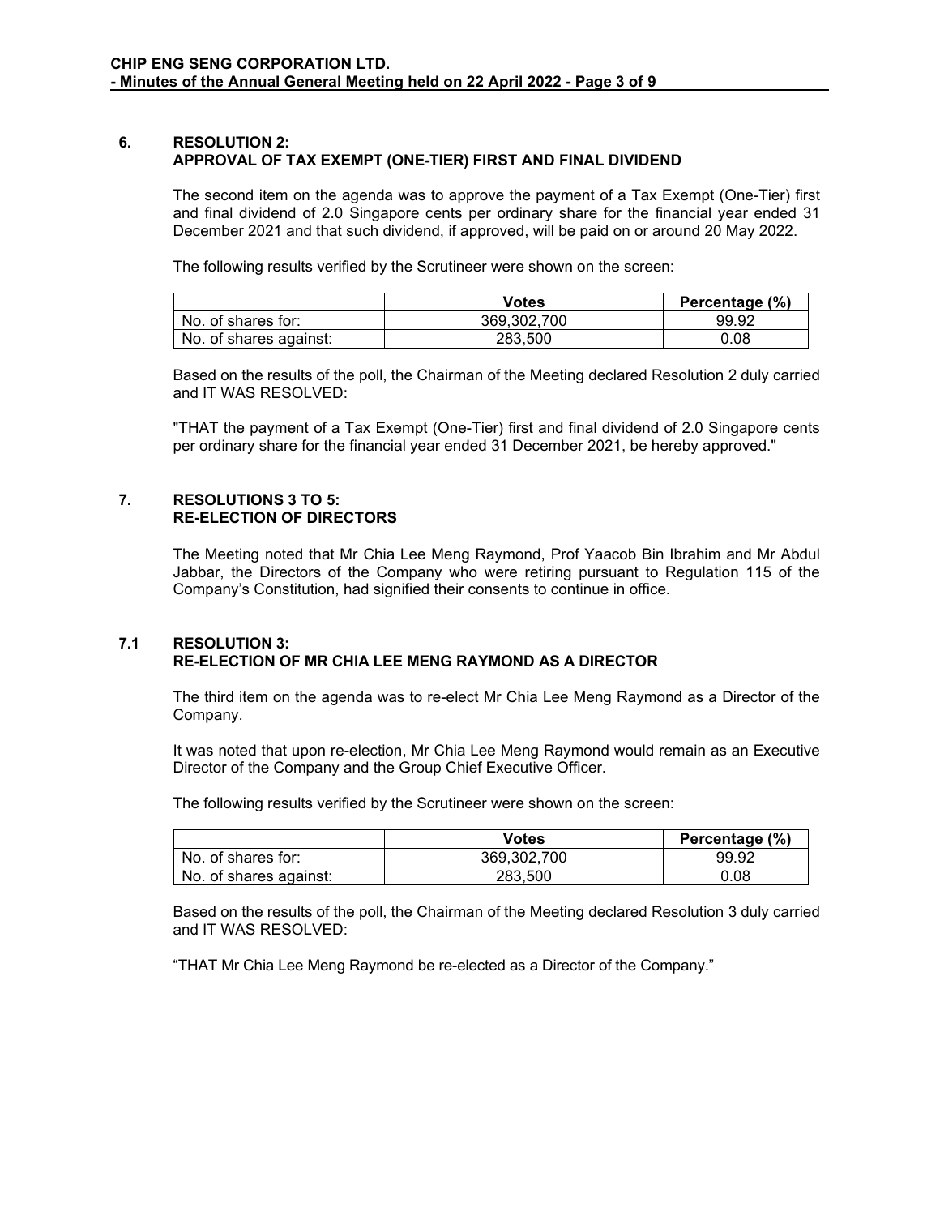## 6. RESOLUTION 2: APPROVAL OF TAX EXEMPT (ONE-TIER) FIRST AND FINAL DIVIDEND

The second item on the agenda was to approve the payment of a Tax Exempt (One-Tier) first and final dividend of 2.0 Singapore cents per ordinary share for the financial year ended 31 December 2021 and that such dividend, if approved, will be paid on or around 20 May 2022.

The following results verified by the Scrutineer were shown on the screen:

| | Votes | Percentage (%) |
|---|---|---|
| No. of shares for: | 369,302,700 | 99.92 |
| No. of shares against: | 283,500 | 0.08 |

Based on the results of the poll, the Chairman of the Meeting declared Resolution 2 duly carried and IT WAS RESOLVED:

"THAT the payment of a Tax Exempt (One-Tier) first and final dividend of 2.0 Singapore cents per ordinary share for the financial year ended 31 December 2021, be hereby approved."

## 7. RESOLUTIONS 3 TO 5: RE-ELECTION OF DIRECTORS

The Meeting noted that Mr Chia Lee Meng Raymond, Prof Yaacob Bin Ibrahim and Mr Abdul Jabbar, the Directors of the Company who were retiring pursuant to Regulation 115 of the Company's Constitution, had signified their consents to continue in office.

### 7.1 RESOLUTION 3: RE-ELECTION OF MR CHIA LEE MENG RAYMOND AS A DIRECTOR

The third item on the agenda was to re-elect Mr Chia Lee Meng Raymond as a Director of the Company.

It was noted that upon re-election, Mr Chia Lee Meng Raymond would remain as an Executive Director of the Company and the Group Chief Executive Officer.

The following results verified by the Scrutineer were shown on the screen:

| | Votes | Percentage (%) |
|---|---|---|
| No. of shares for: | 369,302,700 | 99.92 |
| No. of shares against: | 283,500 | 0.08 |

Based on the results of the poll, the Chairman of the Meeting declared Resolution 3 duly carried and IT WAS RESOLVED:

"THAT Mr Chia Lee Meng Raymond be re-elected as a Director of the Company."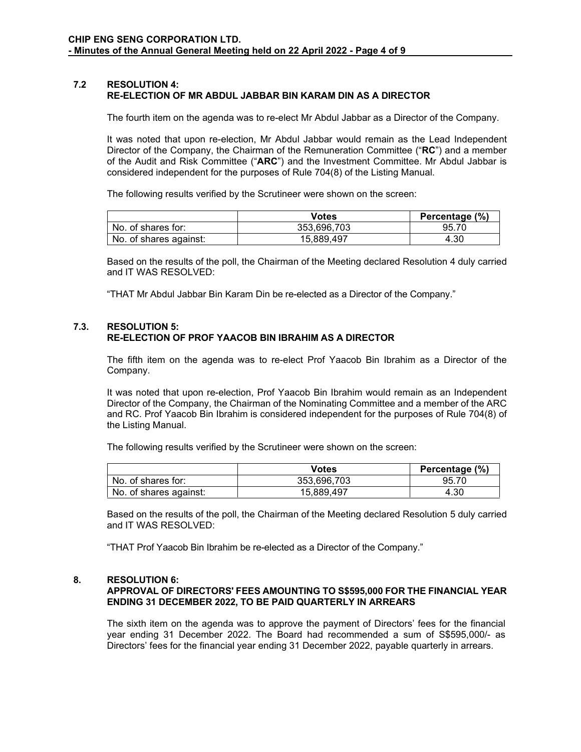### 7.2 RESOLUTION 4: RE-ELECTION OF MR ABDUL JABBAR BIN KARAM DIN AS A DIRECTOR

The fourth item on the agenda was to re-elect Mr Abdul Jabbar as a Director of the Company.

It was noted that upon re-election, Mr Abdul Jabbar would remain as the Lead Independent Director of the Company, the Chairman of the Remuneration Committee ("**RC**") and a member of the Audit and Risk Committee ("**ARC**") and the Investment Committee. Mr Abdul Jabbar is considered independent for the purposes of Rule 704(8) of the Listing Manual.

The following results verified by the Scrutineer were shown on the screen:

| | Votes | Percentage (%) |
|---|---|---|
| No. of shares for: | 353,696,703 | 95.70 |
| No. of shares against: | 15,889,497 | 4.30 |

Based on the results of the poll, the Chairman of the Meeting declared Resolution 4 duly carried and IT WAS RESOLVED:

"THAT Mr Abdul Jabbar Bin Karam Din be re-elected as a Director of the Company."

### 7.3. RESOLUTION 5: RE-ELECTION OF PROF YAACOB BIN IBRAHIM AS A DIRECTOR

The fifth item on the agenda was to re-elect Prof Yaacob Bin Ibrahim as a Director of the Company.

It was noted that upon re-election, Prof Yaacob Bin Ibrahim would remain as an Independent Director of the Company, the Chairman of the Nominating Committee and a member of the ARC and RC. Prof Yaacob Bin Ibrahim is considered independent for the purposes of Rule 704(8) of the Listing Manual.

The following results verified by the Scrutineer were shown on the screen:

| | Votes | Percentage (%) |
|---|---|---|
| No. of shares for: | 353,696,703 | 95.70 |
| No. of shares against: | 15,889,497 | 4.30 |

Based on the results of the poll, the Chairman of the Meeting declared Resolution 5 duly carried and IT WAS RESOLVED:

"THAT Prof Yaacob Bin Ibrahim be re-elected as a Director of the Company."

## 8. RESOLUTION 6: APPROVAL OF DIRECTORS' FEES AMOUNTING TO S$595,000 FOR THE FINANCIAL YEAR ENDING 31 DECEMBER 2022, TO BE PAID QUARTERLY IN ARREARS

The sixth item on the agenda was to approve the payment of Directors' fees for the financial year ending 31 December 2022. The Board had recommended a sum of S$595,000/- as Directors' fees for the financial year ending 31 December 2022, payable quarterly in arrears.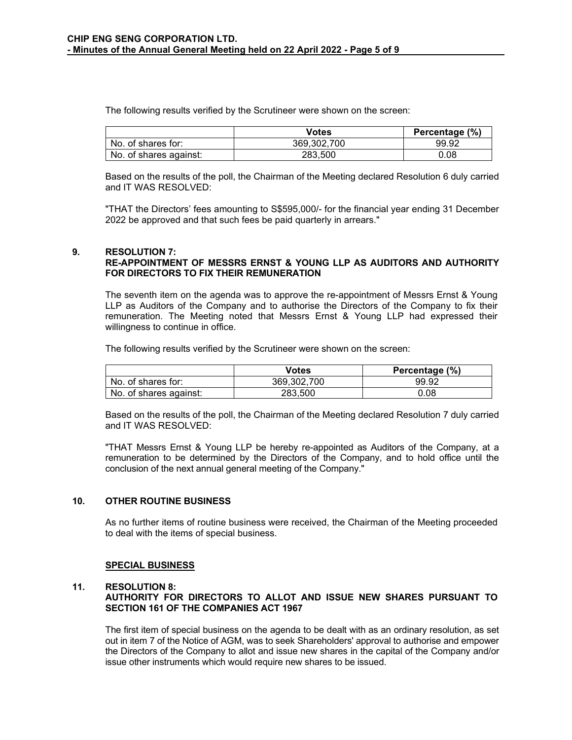The following results verified by the Scrutineer were shown on the screen:

| | Votes | Percentage (%) |
|---|---|---|
| No. of shares for: | 369,302,700 | 99.92 |
| No. of shares against: | 283,500 | 0.08 |

Based on the results of the poll, the Chairman of the Meeting declared Resolution 6 duly carried and IT WAS RESOLVED:

"THAT the Directors' fees amounting to S$595,000/- for the financial year ending 31 December 2022 be approved and that such fees be paid quarterly in arrears."

### 9. RESOLUTION 7: RE-APPOINTMENT OF MESSRS ERNST & YOUNG LLP AS AUDITORS AND AUTHORITY FOR DIRECTORS TO FIX THEIR REMUNERATION

The seventh item on the agenda was to approve the re-appointment of Messrs Ernst & Young LLP as Auditors of the Company and to authorise the Directors of the Company to fix their remuneration. The Meeting noted that Messrs Ernst & Young LLP had expressed their willingness to continue in office.

The following results verified by the Scrutineer were shown on the screen:

| | Votes | Percentage (%) |
|---|---|---|
| No. of shares for: | 369,302,700 | 99.92 |
| No. of shares against: | 283,500 | 0.08 |

Based on the results of the poll, the Chairman of the Meeting declared Resolution 7 duly carried and IT WAS RESOLVED:

"THAT Messrs Ernst & Young LLP be hereby re-appointed as Auditors of the Company, at a remuneration to be determined by the Directors of the Company, and to hold office until the conclusion of the next annual general meeting of the Company."

### 10. OTHER ROUTINE BUSINESS

As no further items of routine business were received, the Chairman of the Meeting proceeded to deal with the items of special business.

## SPECIAL BUSINESS

### 11. RESOLUTION 8: AUTHORITY FOR DIRECTORS TO ALLOT AND ISSUE NEW SHARES PURSUANT TO SECTION 161 OF THE COMPANIES ACT 1967

The first item of special business on the agenda to be dealt with as an ordinary resolution, as set out in item 7 of the Notice of AGM, was to seek Shareholders' approval to authorise and empower the Directors of the Company to allot and issue new shares in the capital of the Company and/or issue other instruments which would require new shares to be issued.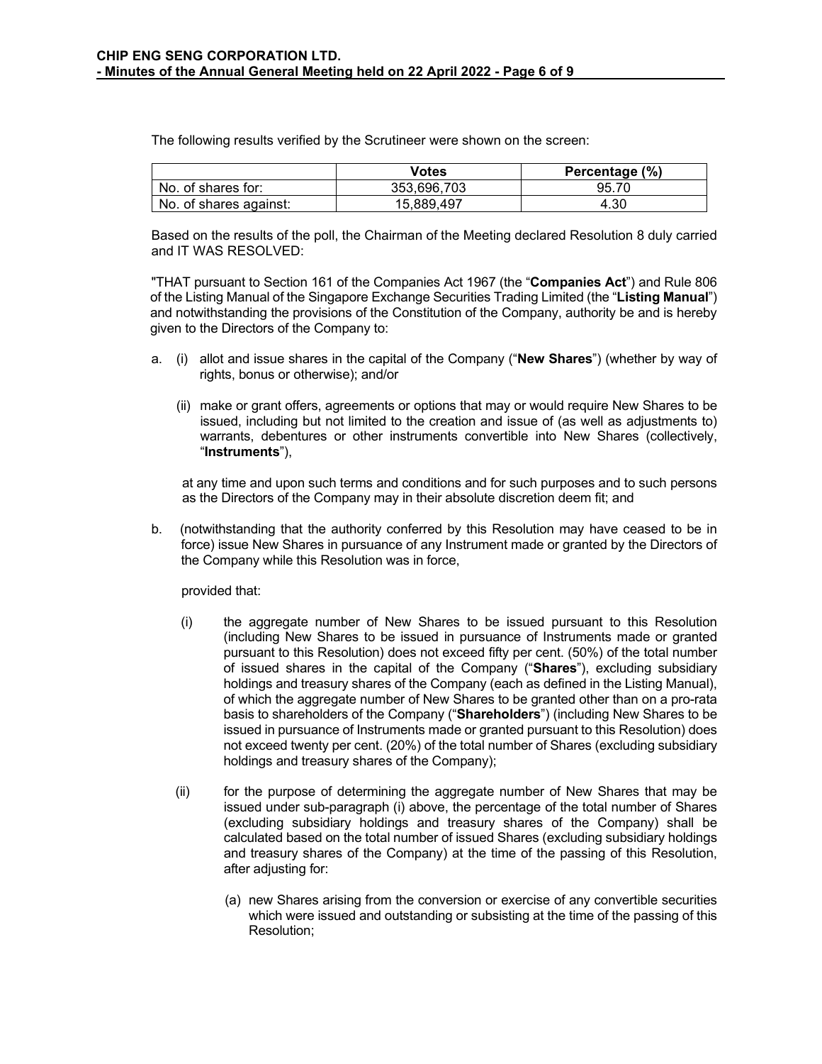The following results verified by the Scrutineer were shown on the screen:

| | Votes | Percentage (%) |
|---|---|---|
| No. of shares for: | 353,696,703 | 95.70 |
| No. of shares against: | 15,889,497 | 4.30 |

Based on the results of the poll, the Chairman of the Meeting declared Resolution 8 duly carried and IT WAS RESOLVED:

"THAT pursuant to Section 161 of the Companies Act 1967 (the "**Companies Act**") and Rule 806 of the Listing Manual of the Singapore Exchange Securities Trading Limited (the "**Listing Manual**") and notwithstanding the provisions of the Constitution of the Company, authority be and is hereby given to the Directors of the Company to:

a. (i) allot and issue shares in the capital of the Company ("**New Shares**") (whether by way of rights, bonus or otherwise); and/or

   (ii) make or grant offers, agreements or options that may or would require New Shares to be issued, including but not limited to the creation and issue of (as well as adjustments to) warrants, debentures or other instruments convertible into New Shares (collectively, "**Instruments**"),

   at any time and upon such terms and conditions and for such purposes and to such persons as the Directors of the Company may in their absolute discretion deem fit; and

b. (notwithstanding that the authority conferred by this Resolution may have ceased to be in force) issue New Shares in pursuance of any Instrument made or granted by the Directors of the Company while this Resolution was in force,

   provided that:

   (i) the aggregate number of New Shares to be issued pursuant to this Resolution (including New Shares to be issued in pursuance of Instruments made or granted pursuant to this Resolution) does not exceed fifty per cent. (50%) of the total number of issued shares in the capital of the Company ("**Shares**"), excluding subsidiary holdings and treasury shares of the Company (each as defined in the Listing Manual), of which the aggregate number of New Shares to be granted other than on a pro-rata basis to shareholders of the Company ("**Shareholders**") (including New Shares to be issued in pursuance of Instruments made or granted pursuant to this Resolution) does not exceed twenty per cent. (20%) of the total number of Shares (excluding subsidiary holdings and treasury shares of the Company);

   (ii) for the purpose of determining the aggregate number of New Shares that may be issued under sub-paragraph (i) above, the percentage of the total number of Shares (excluding subsidiary holdings and treasury shares of the Company) shall be calculated based on the total number of issued Shares (excluding subsidiary holdings and treasury shares of the Company) at the time of the passing of this Resolution, after adjusting for:

      (a) new Shares arising from the conversion or exercise of any convertible securities which were issued and outstanding or subsisting at the time of the passing of this Resolution;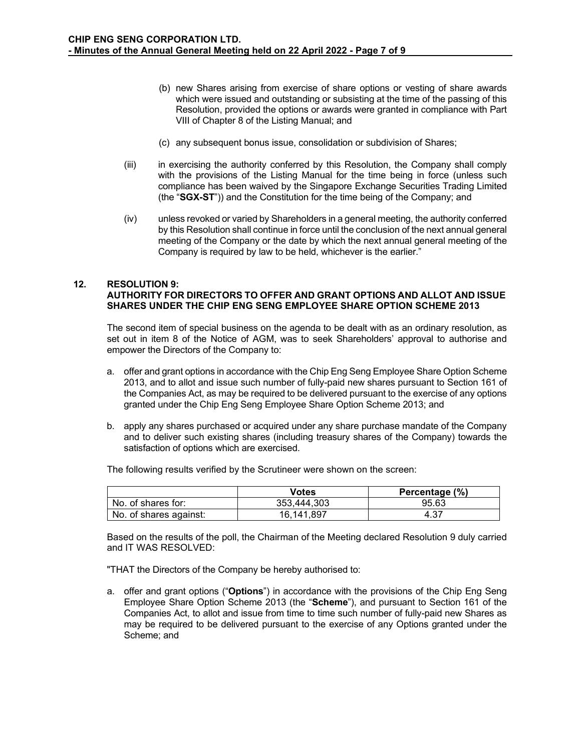(b) new Shares arising from exercise of share options or vesting of share awards which were issued and outstanding or subsisting at the time of the passing of this Resolution, provided the options or awards were granted in compliance with Part VIII of Chapter 8 of the Listing Manual; and

(c) any subsequent bonus issue, consolidation or subdivision of Shares;

(iii) in exercising the authority conferred by this Resolution, the Company shall comply with the provisions of the Listing Manual for the time being in force (unless such compliance has been waived by the Singapore Exchange Securities Trading Limited (the "**SGX-ST**")) and the Constitution for the time being of the Company; and

(iv) unless revoked or varied by Shareholders in a general meeting, the authority conferred by this Resolution shall continue in force until the conclusion of the next annual general meeting of the Company or the date by which the next annual general meeting of the Company is required by law to be held, whichever is the earlier."

## 12. RESOLUTION 9: AUTHORITY FOR DIRECTORS TO OFFER AND GRANT OPTIONS AND ALLOT AND ISSUE SHARES UNDER THE CHIP ENG SENG EMPLOYEE SHARE OPTION SCHEME 2013

The second item of special business on the agenda to be dealt with as an ordinary resolution, as set out in item 8 of the Notice of AGM, was to seek Shareholders' approval to authorise and empower the Directors of the Company to:

a. offer and grant options in accordance with the Chip Eng Seng Employee Share Option Scheme 2013, and to allot and issue such number of fully-paid new shares pursuant to Section 161 of the Companies Act, as may be required to be delivered pursuant to the exercise of any options granted under the Chip Eng Seng Employee Share Option Scheme 2013; and

b. apply any shares purchased or acquired under any share purchase mandate of the Company and to deliver such existing shares (including treasury shares of the Company) towards the satisfaction of options which are exercised.

The following results verified by the Scrutineer were shown on the screen:

| | Votes | Percentage (%) |
|---|---|---|
| No. of shares for: | 353,444,303 | 95.63 |
| No. of shares against: | 16,141,897 | 4.37 |

Based on the results of the poll, the Chairman of the Meeting declared Resolution 9 duly carried and IT WAS RESOLVED:

"THAT the Directors of the Company be hereby authorised to:

a. offer and grant options ("**Options**") in accordance with the provisions of the Chip Eng Seng Employee Share Option Scheme 2013 (the "**Scheme**"), and pursuant to Section 161 of the Companies Act, to allot and issue from time to time such number of fully-paid new Shares as may be required to be delivered pursuant to the exercise of any Options granted under the Scheme; and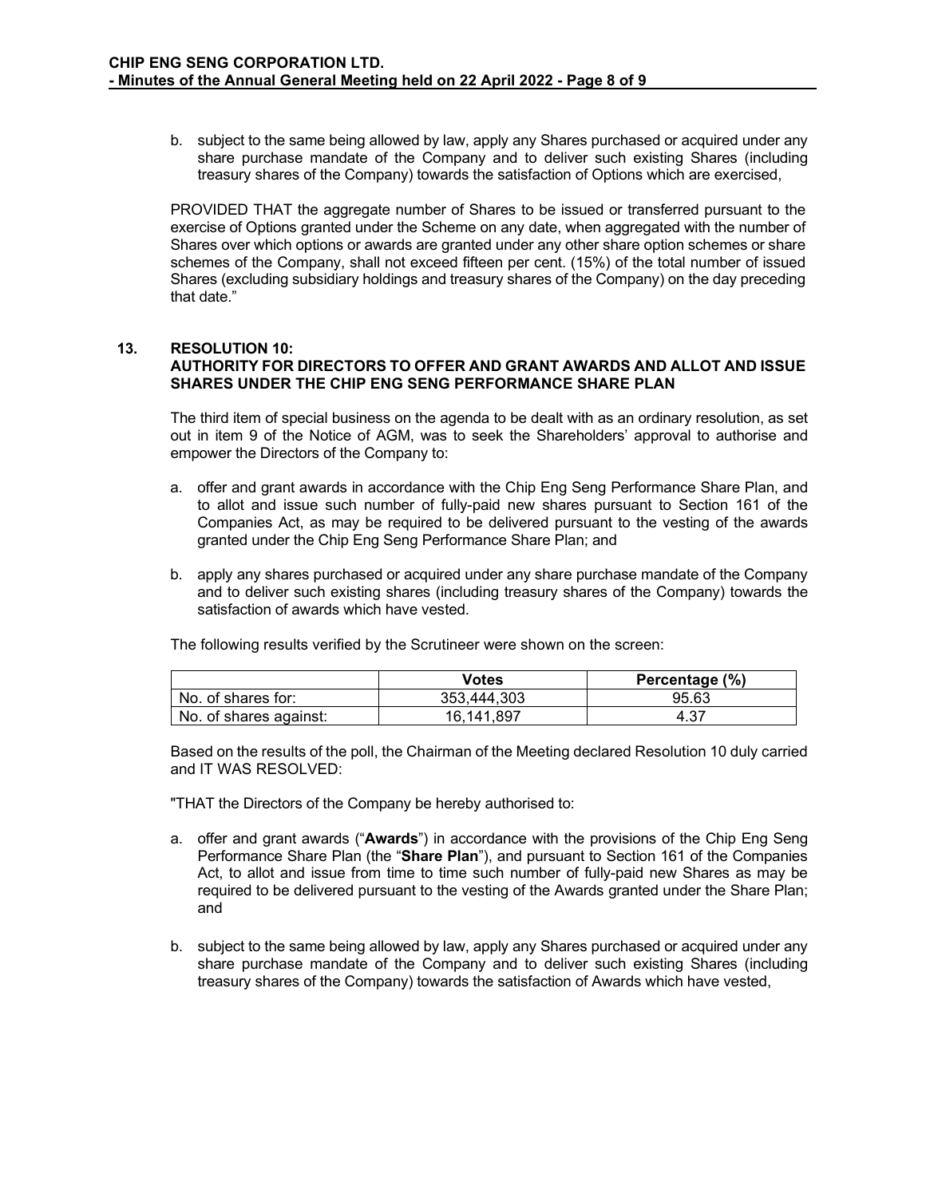b. subject to the same being allowed by law, apply any Shares purchased or acquired under any share purchase mandate of the Company and to deliver such existing Shares (including treasury shares of the Company) towards the satisfaction of Options which are exercised,

PROVIDED THAT the aggregate number of Shares to be issued or transferred pursuant to the exercise of Options granted under the Scheme on any date, when aggregated with the number of Shares over which options or awards are granted under any other share option schemes or share schemes of the Company, shall not exceed fifteen per cent. (15%) of the total number of issued Shares (excluding subsidiary holdings and treasury shares of the Company) on the day preceding that date."

## 13. RESOLUTION 10: AUTHORITY FOR DIRECTORS TO OFFER AND GRANT AWARDS AND ALLOT AND ISSUE SHARES UNDER THE CHIP ENG SENG PERFORMANCE SHARE PLAN

The third item of special business on the agenda to be dealt with as an ordinary resolution, as set out in item 9 of the Notice of AGM, was to seek the Shareholders' approval to authorise and empower the Directors of the Company to:

a. offer and grant awards in accordance with the Chip Eng Seng Performance Share Plan, and to allot and issue such number of fully-paid new shares pursuant to Section 161 of the Companies Act, as may be required to be delivered pursuant to the vesting of the awards granted under the Chip Eng Seng Performance Share Plan; and

b. apply any shares purchased or acquired under any share purchase mandate of the Company and to deliver such existing shares (including treasury shares of the Company) towards the satisfaction of awards which have vested.

The following results verified by the Scrutineer were shown on the screen:

| | Votes | Percentage (%) |
|---|---|---|
| No. of shares for: | 353,444,303 | 95.63 |
| No. of shares against: | 16,141,897 | 4.37 |

Based on the results of the poll, the Chairman of the Meeting declared Resolution 10 duly carried and IT WAS RESOLVED:

"THAT the Directors of the Company be hereby authorised to:

a. offer and grant awards ("**Awards**") in accordance with the provisions of the Chip Eng Seng Performance Share Plan (the "**Share Plan**"), and pursuant to Section 161 of the Companies Act, to allot and issue from time to time such number of fully-paid new Shares as may be required to be delivered pursuant to the vesting of the Awards granted under the Share Plan; and

b. subject to the same being allowed by law, apply any Shares purchased or acquired under any share purchase mandate of the Company and to deliver such existing Shares (including treasury shares of the Company) towards the satisfaction of Awards which have vested,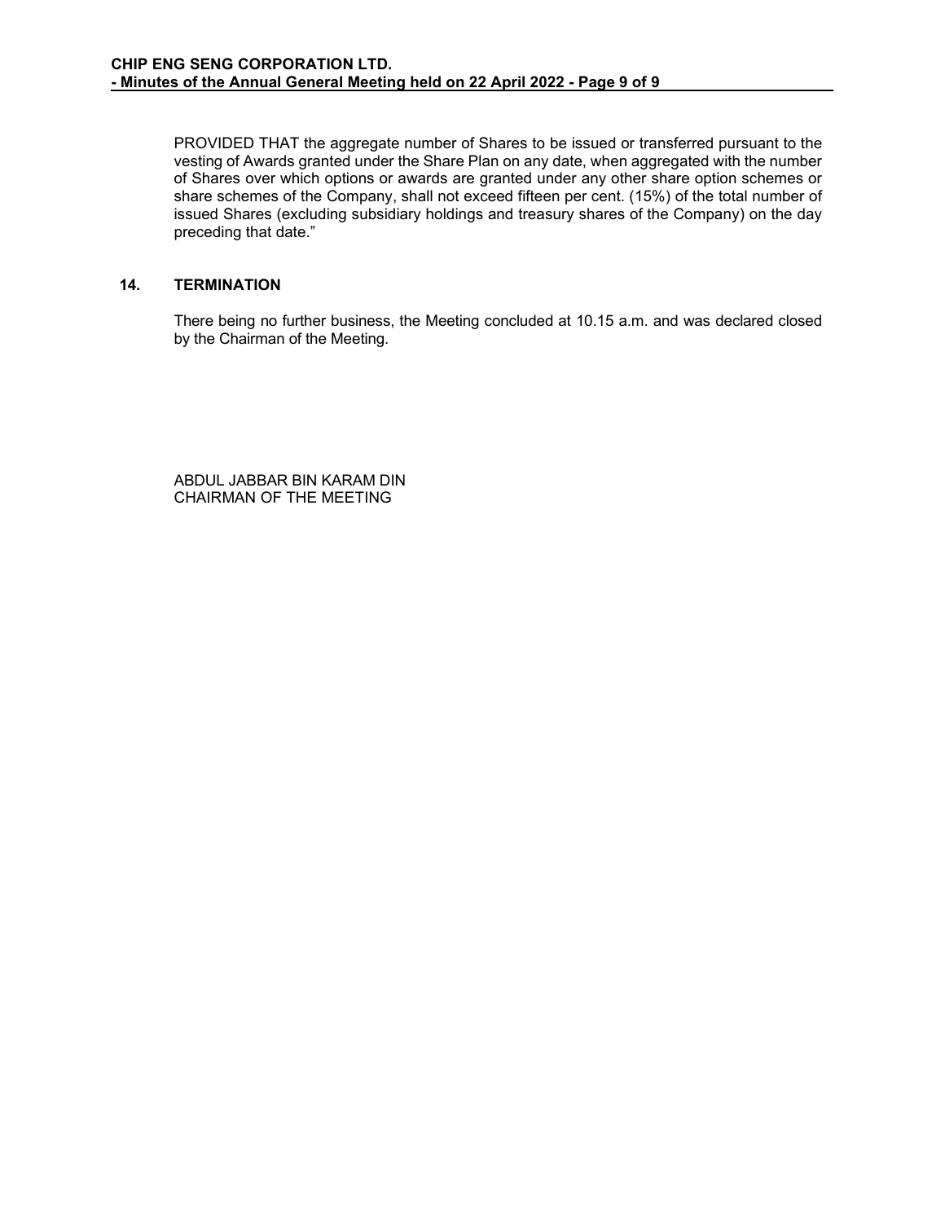PROVIDED THAT the aggregate number of Shares to be issued or transferred pursuant to the vesting of Awards granted under the Share Plan on any date, when aggregated with the number of Shares over which options or awards are granted under any other share option schemes or share schemes of the Company, shall not exceed fifteen per cent. (15%) of the total number of issued Shares (excluding subsidiary holdings and treasury shares of the Company) on the day preceding that date."

## 14. TERMINATION

There being no further business, the Meeting concluded at 10.15 a.m. and was declared closed by the Chairman of the Meeting.

ABDUL JABBAR BIN KARAM DIN
CHAIRMAN OF THE MEETING